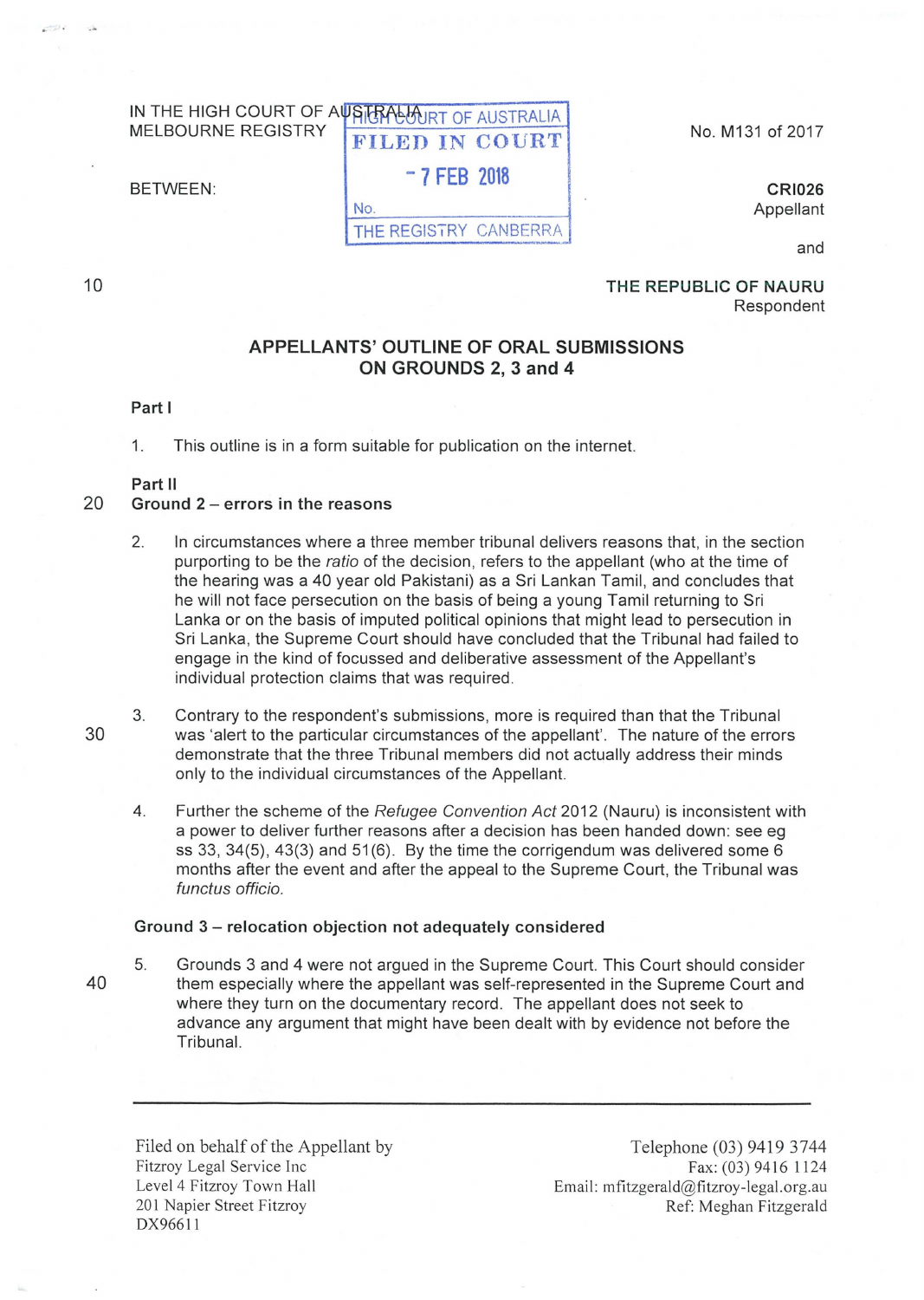IN THE HIGH COURT OF AUSTRALIA
MELBOURNE REGISTRY

HIGH COURT OF AUSTRALIA
FILED IN COURT
- 7 FEB 2018
No.
THE REGISTRY CANBERRA

No. M131 of 2017

BETWEEN:

**CRI026**
Appellant

and

**THE REPUBLIC OF NAURU**
Respondent

## APPELLANTS' OUTLINE OF ORAL SUBMISSIONS ON GROUNDS 2, 3 and 4

**Part I**

1. This outline is in a form suitable for publication on the internet.

**Part II**

**Ground 2 – errors in the reasons**

2. In circumstances where a three member tribunal delivers reasons that, in the section purporting to be the *ratio* of the decision, refers to the appellant (who at the time of the hearing was a 40 year old Pakistani) as a Sri Lankan Tamil, and concludes that he will not face persecution on the basis of being a young Tamil returning to Sri Lanka or on the basis of imputed political opinions that might lead to persecution in Sri Lanka, the Supreme Court should have concluded that the Tribunal had failed to engage in the kind of focussed and deliberative assessment of the Appellant's individual protection claims that was required.

3. Contrary to the respondent's submissions, more is required than that the Tribunal was 'alert to the particular circumstances of the appellant'. The nature of the errors demonstrate that the three Tribunal members did not actually address their minds only to the individual circumstances of the Appellant.

4. Further the scheme of the *Refugee Convention Act* 2012 (Nauru) is inconsistent with a power to deliver further reasons after a decision has been handed down: see eg ss 33, 34(5), 43(3) and 51(6). By the time the corrigendum was delivered some 6 months after the event and after the appeal to the Supreme Court, the Tribunal was *functus officio*.

**Ground 3 – relocation objection not adequately considered**

5. Grounds 3 and 4 were not argued in the Supreme Court. This Court should consider them especially where the appellant was self-represented in the Supreme Court and where they turn on the documentary record. The appellant does not seek to advance any argument that might have been dealt with by evidence not before the Tribunal.

---

Filed on behalf of the Appellant by
Fitzroy Legal Service Inc
Level 4 Fitzroy Town Hall
201 Napier Street Fitzroy
DX96611

Telephone (03) 9419 3744
Fax: (03) 9416 1124
Email: mfitzgerald@fitzroy-legal.org.au
Ref: Meghan Fitzgerald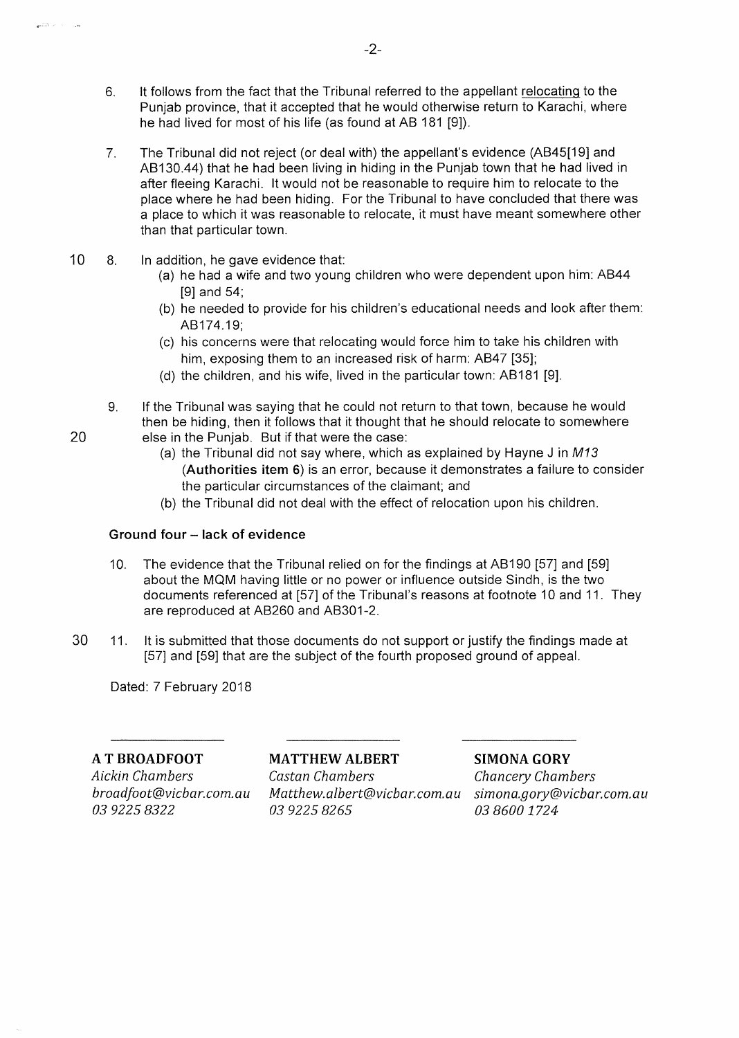6. It follows from the fact that the Tribunal referred to the appellant relocating to the Punjab province, that it accepted that he would otherwise return to Karachi, where he had lived for most of his life (as found at AB 181 [9]).

7. The Tribunal did not reject (or deal with) the appellant's evidence (AB45[19] and AB130.44) that he had been living in hiding in the Punjab town that he had lived in after fleeing Karachi. It would not be reasonable to require him to relocate to the place where he had been hiding. For the Tribunal to have concluded that there was a place to which it was reasonable to relocate, it must have meant somewhere other than that particular town.

8. In addition, he gave evidence that:
   (a) he had a wife and two young children who were dependent upon him: AB44 [9] and 54;
   (b) he needed to provide for his children's educational needs and look after them: AB174.19;
   (c) his concerns were that relocating would force him to take his children with him, exposing them to an increased risk of harm: AB47 [35];
   (d) the children, and his wife, lived in the particular town: AB181 [9].

9. If the Tribunal was saying that he could not return to that town, because he would then be hiding, then it follows that it thought that he should relocate to somewhere else in the Punjab. But if that were the case:
   (a) the Tribunal did not say where, which as explained by Hayne J in *M13* (**Authorities item 6**) is an error, because it demonstrates a failure to consider the particular circumstances of the claimant; and
   (b) the Tribunal did not deal with the effect of relocation upon his children.

**Ground four – lack of evidence**

10. The evidence that the Tribunal relied on for the findings at AB190 [57] and [59] about the MQM having little or no power or influence outside Sindh, is the two documents referenced at [57] of the Tribunal's reasons at footnote 10 and 11. They are reproduced at AB260 and AB301-2.

11. It is submitted that those documents do not support or justify the findings made at [57] and [59] that are the subject of the fourth proposed ground of appeal.

Dated: 7 February 2018

| | | |
|---|---|---|
| **A T BROADFOOT** | **MATTHEW ALBERT** | **SIMONA GORY** |
| *Aickin Chambers* | *Castan Chambers* | *Chancery Chambers* |
| *broadfoot@vicbar.com.au* | *Matthew.albert@vicbar.com.au* | *simona.gory@vicbar.com.au* |
| *03 9225 8322* | *03 9225 8265* | *03 8600 1724* |